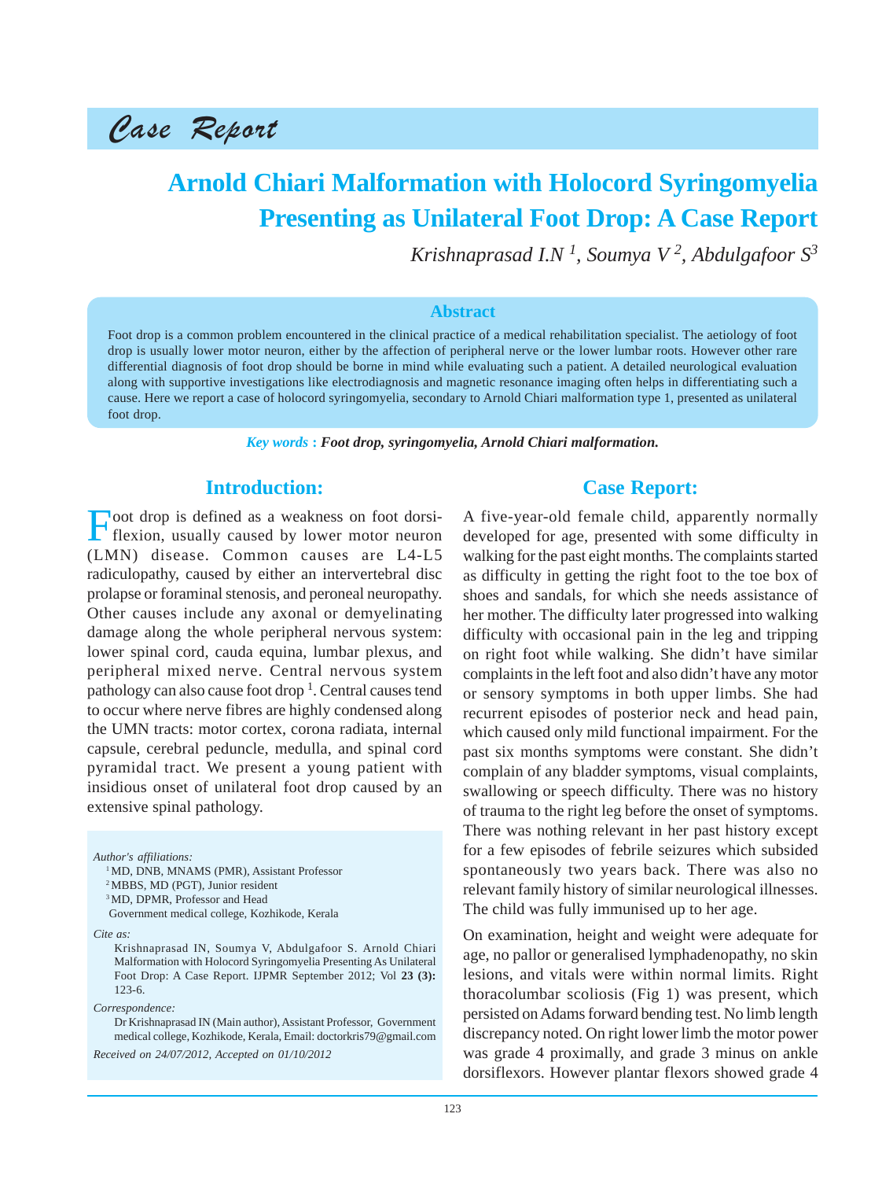*Case Report*

# Arnold Chiari Malformation with Holocord Syringomyelia Presenting as Unilateral Foot Drop: A Case Report

*Krishnaprasad I.N [1], Soumya V [2], Abdulgafoor S[3]*

## Abstract

Foot drop is a common problem encountered in the clinical practice of a medical rehabilitation specialist. The aetiology of foot drop is usually lower motor neuron, either by the affection of peripheral nerve or the lower lumbar roots. However other rare differential diagnosis of foot drop should be borne in mind while evaluating such a patient. A detailed neurological evaluation along with supportive investigations like electrodiagnosis and magnetic resonance imaging often helps in differentiating such a cause. Here we report a case of holocord syringomyelia, secondary to Arnold Chiari malformation type 1, presented as unilateral foot drop.

*Key words* : ***Foot drop, syringomyelia, Arnold Chiari malformation.***

## Introduction:

Foot drop is defined as a weakness on foot dorsiflexion, usually caused by lower motor neuron (LMN) disease. Common causes are L4-L5 radiculopathy, caused by either an intervertebral disc prolapse or foraminal stenosis, and peroneal neuropathy. Other causes include any axonal or demyelinating damage along the whole peripheral nervous system: lower spinal cord, cauda equina, lumbar plexus, and peripheral mixed nerve. Central nervous system pathology can also cause foot drop [1]. Central causes tend to occur where nerve fibres are highly condensed along the UMN tracts: motor cortex, corona radiata, internal capsule, cerebral peduncle, medulla, and spinal cord pyramidal tract. We present a young patient with insidious onset of unilateral foot drop caused by an extensive spinal pathology.

*Author's affiliations:*
[1] MD, DNB, MNAMS (PMR), Assistant Professor
[2] MBBS, MD (PGT), Junior resident
[3] MD, DPMR, Professor and Head
Government medical college, Kozhikode, Kerala

*Cite as:*
Krishnaprasad IN, Soumya V, Abdulgafoor S. Arnold Chiari Malformation with Holocord Syringomyelia Presenting As Unilateral Foot Drop: A Case Report. IJPMR September 2012; Vol **23 (3):** 123-6.

*Correspondence:*
Dr Krishnaprasad IN (Main author), Assistant Professor, Government medical college, Kozhikode, Kerala, Email: doctorkris79@gmail.com

*Received on 24/07/2012, Accepted on 01/10/2012*

## Case Report:

A five-year-old female child, apparently normally developed for age, presented with some difficulty in walking for the past eight months. The complaints started as difficulty in getting the right foot to the toe box of shoes and sandals, for which she needs assistance of her mother. The difficulty later progressed into walking difficulty with occasional pain in the leg and tripping on right foot while walking. She didn't have similar complaints in the left foot and also didn't have any motor or sensory symptoms in both upper limbs. She had recurrent episodes of posterior neck and head pain, which caused only mild functional impairment. For the past six months symptoms were constant. She didn't complain of any bladder symptoms, visual complaints, swallowing or speech difficulty. There was no history of trauma to the right leg before the onset of symptoms. There was nothing relevant in her past history except for a few episodes of febrile seizures which subsided spontaneously two years back. There was also no relevant family history of similar neurological illnesses. The child was fully immunised up to her age.

On examination, height and weight were adequate for age, no pallor or generalised lymphadenopathy, no skin lesions, and vitals were within normal limits. Right thoracolumbar scoliosis (Fig 1) was present, which persisted on Adams forward bending test. No limb length discrepancy noted. On right lower limb the motor power was grade 4 proximally, and grade 3 minus on ankle dorsiflexors. However plantar flexors showed grade 4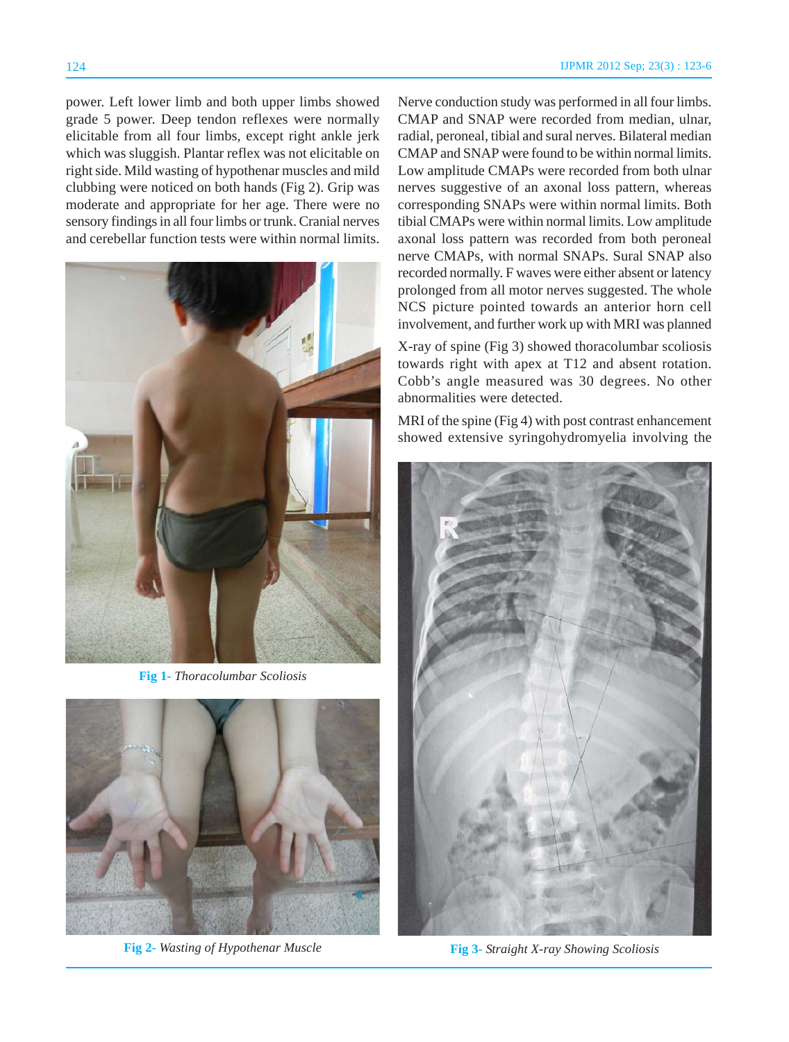power. Left lower limb and both upper limbs showed grade 5 power. Deep tendon reflexes were normally elicitable from all four limbs, except right ankle jerk which was sluggish. Plantar reflex was not elicitable on right side. Mild wasting of hypothenar muscles and mild clubbing were noticed on both hands (Fig 2). Grip was moderate and appropriate for her age. There were no sensory findings in all four limbs or trunk. Cranial nerves and cerebellar function tests were within normal limits.

**Fig 1-** *Thoracolumbar Scoliosis*

**Fig 2-** *Wasting of Hypothenar Muscle*

Nerve conduction study was performed in all four limbs. CMAP and SNAP were recorded from median, ulnar, radial, peroneal, tibial and sural nerves. Bilateral median CMAP and SNAP were found to be within normal limits. Low amplitude CMAPs were recorded from both ulnar nerves suggestive of an axonal loss pattern, whereas corresponding SNAPs were within normal limits. Both tibial CMAPs were within normal limits. Low amplitude axonal loss pattern was recorded from both peroneal nerve CMAPs, with normal SNAPs. Sural SNAP also recorded normally. F waves were either absent or latency prolonged from all motor nerves suggested. The whole NCS picture pointed towards an anterior horn cell involvement, and further work up with MRI was planned

X-ray of spine (Fig 3) showed thoracolumbar scoliosis towards right with apex at T12 and absent rotation. Cobb's angle measured was 30 degrees. No other abnormalities were detected.

MRI of the spine (Fig 4) with post contrast enhancement showed extensive syringohydromyelia involving the

**Fig 3-** *Straight X-ray Showing Scoliosis*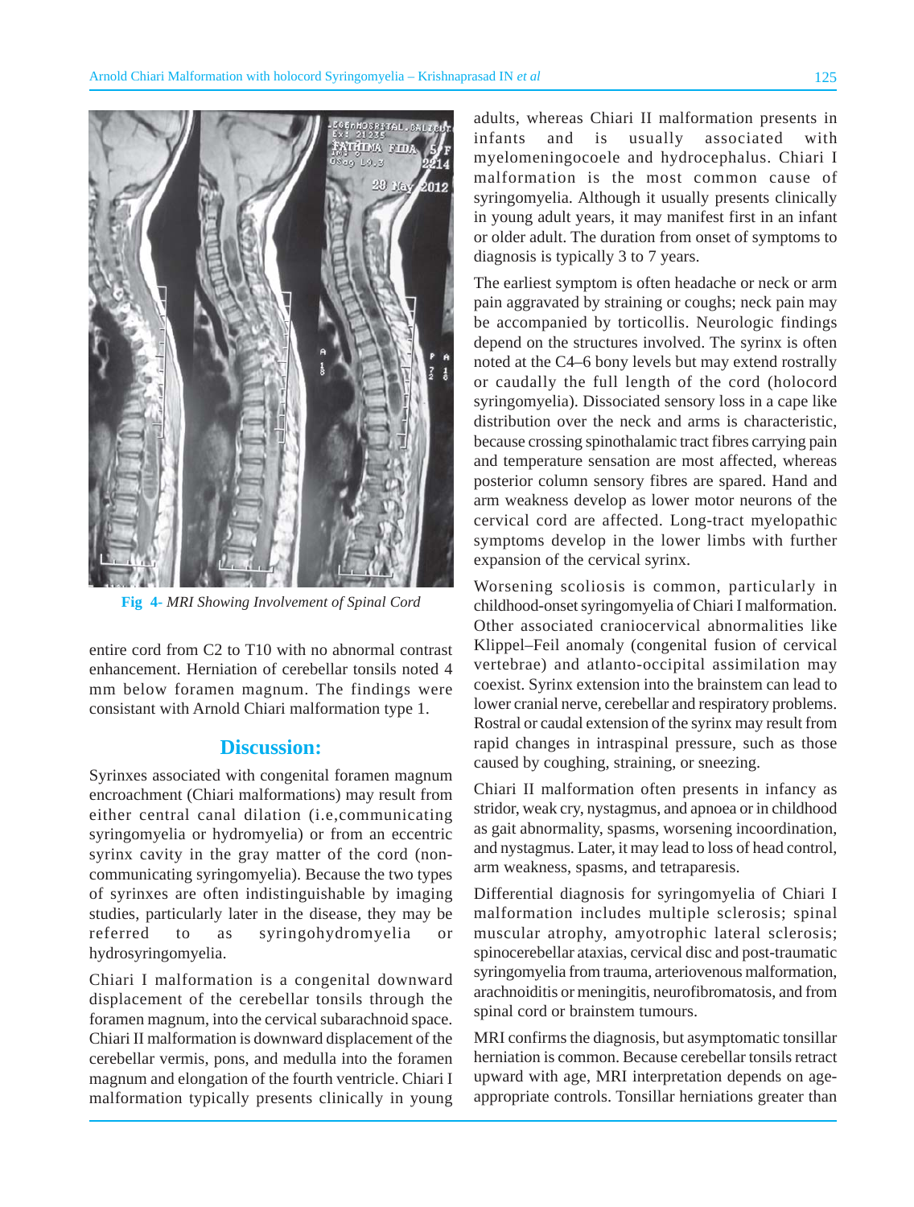Fig 4- *MRI Showing Involvement of Spinal Cord*

entire cord from C2 to T10 with no abnormal contrast enhancement. Herniation of cerebellar tonsils noted 4 mm below foramen magnum. The findings were consistant with Arnold Chiari malformation type 1.

## Discussion:

Syrinxes associated with congenital foramen magnum encroachment (Chiari malformations) may result from either central canal dilation (i.e,communicating syringomyelia or hydromyelia) or from an eccentric syrinx cavity in the gray matter of the cord (non-communicating syringomyelia). Because the two types of syrinxes are often indistinguishable by imaging studies, particularly later in the disease, they may be referred to as syringohydromyelia or hydrosyringomyelia.

Chiari I malformation is a congenital downward displacement of the cerebellar tonsils through the foramen magnum, into the cervical subarachnoid space. Chiari II malformation is downward displacement of the cerebellar vermis, pons, and medulla into the foramen magnum and elongation of the fourth ventricle. Chiari I malformation typically presents clinically in young adults, whereas Chiari II malformation presents in infants and is usually associated with myelomeningocoele and hydrocephalus. Chiari I malformation is the most common cause of syringomyelia. Although it usually presents clinically in young adult years, it may manifest first in an infant or older adult. The duration from onset of symptoms to diagnosis is typically 3 to 7 years.

The earliest symptom is often headache or neck or arm pain aggravated by straining or coughs; neck pain may be accompanied by torticollis. Neurologic findings depend on the structures involved. The syrinx is often noted at the C4–6 bony levels but may extend rostrally or caudally the full length of the cord (holocord syringomyelia). Dissociated sensory loss in a cape like distribution over the neck and arms is characteristic, because crossing spinothalamic tract fibres carrying pain and temperature sensation are most affected, whereas posterior column sensory fibres are spared. Hand and arm weakness develop as lower motor neurons of the cervical cord are affected. Long-tract myelopathic symptoms develop in the lower limbs with further expansion of the cervical syrinx.

Worsening scoliosis is common, particularly in childhood-onset syringomyelia of Chiari I malformation. Other associated craniocervical abnormalities like Klippel–Feil anomaly (congenital fusion of cervical vertebrae) and atlanto-occipital assimilation may coexist. Syrinx extension into the brainstem can lead to lower cranial nerve, cerebellar and respiratory problems. Rostral or caudal extension of the syrinx may result from rapid changes in intraspinal pressure, such as those caused by coughing, straining, or sneezing.

Chiari II malformation often presents in infancy as stridor, weak cry, nystagmus, and apnoea or in childhood as gait abnormality, spasms, worsening incoordination, and nystagmus. Later, it may lead to loss of head control, arm weakness, spasms, and tetraparesis.

Differential diagnosis for syringomyelia of Chiari I malformation includes multiple sclerosis; spinal muscular atrophy, amyotrophic lateral sclerosis; spinocerebellar ataxias, cervical disc and post-traumatic syringomyelia from trauma, arteriovenous malformation, arachnoiditis or meningitis, neurofibromatosis, and from spinal cord or brainstem tumours.

MRI confirms the diagnosis, but asymptomatic tonsillar herniation is common. Because cerebellar tonsils retract upward with age, MRI interpretation depends on age-appropriate controls. Tonsillar herniations greater than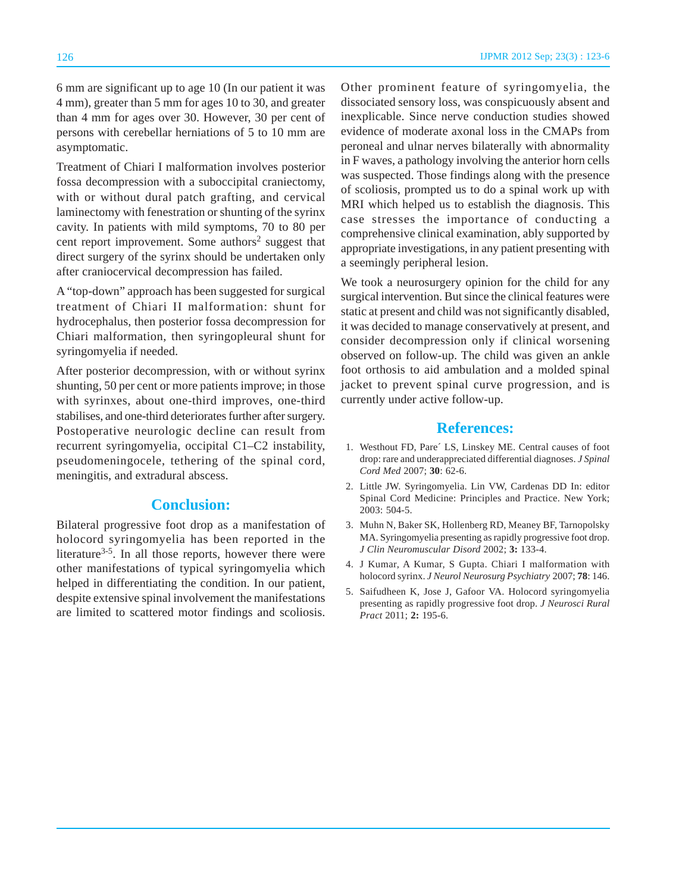6 mm are significant up to age 10 (In our patient it was 4 mm), greater than 5 mm for ages 10 to 30, and greater than 4 mm for ages over 30. However, 30 per cent of persons with cerebellar herniations of 5 to 10 mm are asymptomatic.

Treatment of Chiari I malformation involves posterior fossa decompression with a suboccipital craniectomy, with or without dural patch grafting, and cervical laminectomy with fenestration or shunting of the syrinx cavity. In patients with mild symptoms, 70 to 80 per cent report improvement. Some authors[2] suggest that direct surgery of the syrinx should be undertaken only after craniocervical decompression has failed.

A "top-down" approach has been suggested for surgical treatment of Chiari II malformation: shunt for hydrocephalus, then posterior fossa decompression for Chiari malformation, then syringopleural shunt for syringomyelia if needed.

After posterior decompression, with or without syrinx shunting, 50 per cent or more patients improve; in those with syrinxes, about one-third improves, one-third stabilises, and one-third deteriorates further after surgery. Postoperative neurologic decline can result from recurrent syringomyelia, occipital C1–C2 instability, pseudomeningocele, tethering of the spinal cord, meningitis, and extradural abscess.

## Conclusion:

Bilateral progressive foot drop as a manifestation of holocord syringomyelia has been reported in the literature[3-5]. In all those reports, however there were other manifestations of typical syringomyelia which helped in differentiating the condition. In our patient, despite extensive spinal involvement the manifestations are limited to scattered motor findings and scoliosis. Other prominent feature of syringomyelia, the dissociated sensory loss, was conspicuously absent and inexplicable. Since nerve conduction studies showed evidence of moderate axonal loss in the CMAPs from peroneal and ulnar nerves bilaterally with abnormality in F waves, a pathology involving the anterior horn cells was suspected. Those findings along with the presence of scoliosis, prompted us to do a spinal work up with MRI which helped us to establish the diagnosis. This case stresses the importance of conducting a comprehensive clinical examination, ably supported by appropriate investigations, in any patient presenting with a seemingly peripheral lesion.

We took a neurosurgery opinion for the child for any surgical intervention. But since the clinical features were static at present and child was not significantly disabled, it was decided to manage conservatively at present, and consider decompression only if clinical worsening observed on follow-up. The child was given an ankle foot orthosis to aid ambulation and a molded spinal jacket to prevent spinal curve progression, and is currently under active follow-up.

## References:

1. Westhout FD, Pare´ LS, Linskey ME. Central causes of foot drop: rare and underappreciated differential diagnoses. *J Spinal Cord Med* 2007; **30**: 62-6.
2. Little JW. Syringomyelia. Lin VW, Cardenas DD In: editor Spinal Cord Medicine: Principles and Practice. New York; 2003: 504-5.
3. Muhn N, Baker SK, Hollenberg RD, Meaney BF, Tarnopolsky MA. Syringomyelia presenting as rapidly progressive foot drop. *J Clin Neuromuscular Disord* 2002; **3:** 133-4.
4. J Kumar, A Kumar, S Gupta. Chiari I malformation with holocord syrinx. *J Neurol Neurosurg Psychiatry* 2007; **78**: 146.
5. Saifudheen K, Jose J, Gafoor VA. Holocord syringomyelia presenting as rapidly progressive foot drop. *J Neurosci Rural Pract* 2011; **2:** 195-6.